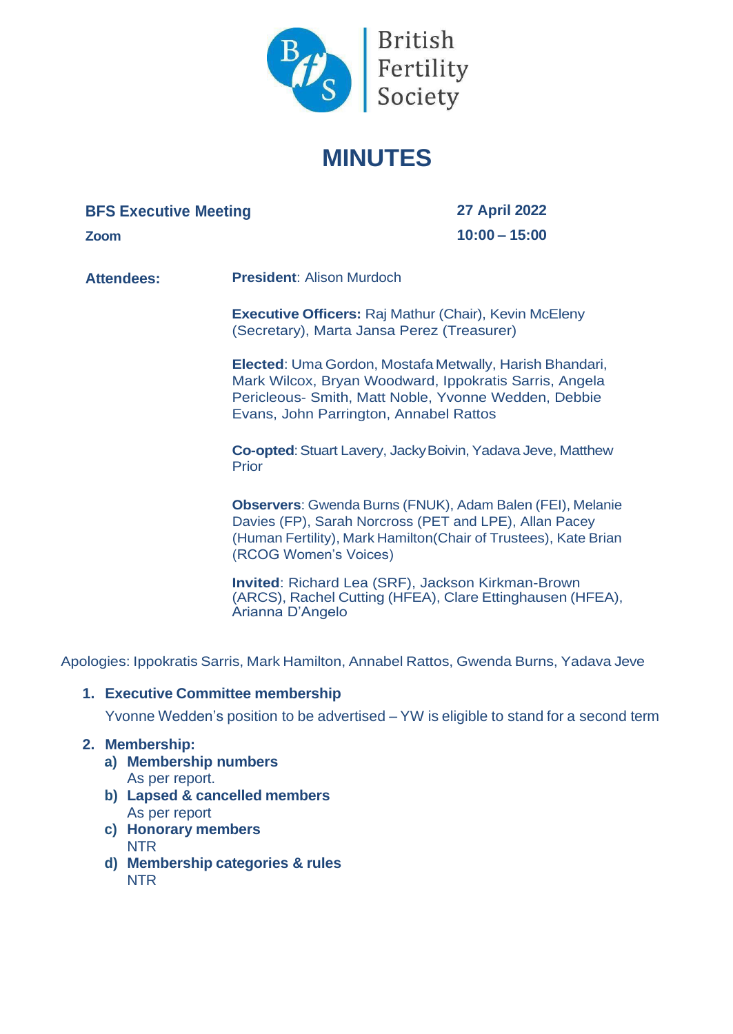British Fertility Society

# MINUTES

**BFS Executive Meeting** — **27 April 2022**

**Zoom** — **10:00 – 15:00**

**Attendees:**

**President**: Alison Murdoch

**Executive Officers:** Raj Mathur (Chair), Kevin McEleny (Secretary), Marta Jansa Perez (Treasurer)

**Elected**: Uma Gordon, Mostafa Metwally, Harish Bhandari, Mark Wilcox, Bryan Woodward, Ippokratis Sarris, Angela Pericleous- Smith, Matt Noble, Yvonne Wedden, Debbie Evans, John Parrington, Annabel Rattos

**Co-opted**: Stuart Lavery, Jacky Boivin, Yadava Jeve, Matthew Prior

**Observers**: Gwenda Burns (FNUK), Adam Balen (FEI), Melanie Davies (FP), Sarah Norcross (PET and LPE), Allan Pacey (Human Fertility), Mark Hamilton(Chair of Trustees), Kate Brian (RCOG Women's Voices)

**Invited**: Richard Lea (SRF), Jackson Kirkman-Brown (ARCS), Rachel Cutting (HFEA), Clare Ettinghausen (HFEA), Arianna D'Angelo

Apologies: Ippokratis Sarris, Mark Hamilton, Annabel Rattos, Gwenda Burns, Yadava Jeve

1. **Executive Committee membership**

   Yvonne Wedden's position to be advertised – YW is eligible to stand for a second term

2. **Membership:**
   a) **Membership numbers**
      As per report.
   b) **Lapsed & cancelled members**
      As per report
   c) **Honorary members**
      NTR
   d) **Membership categories & rules**
      NTR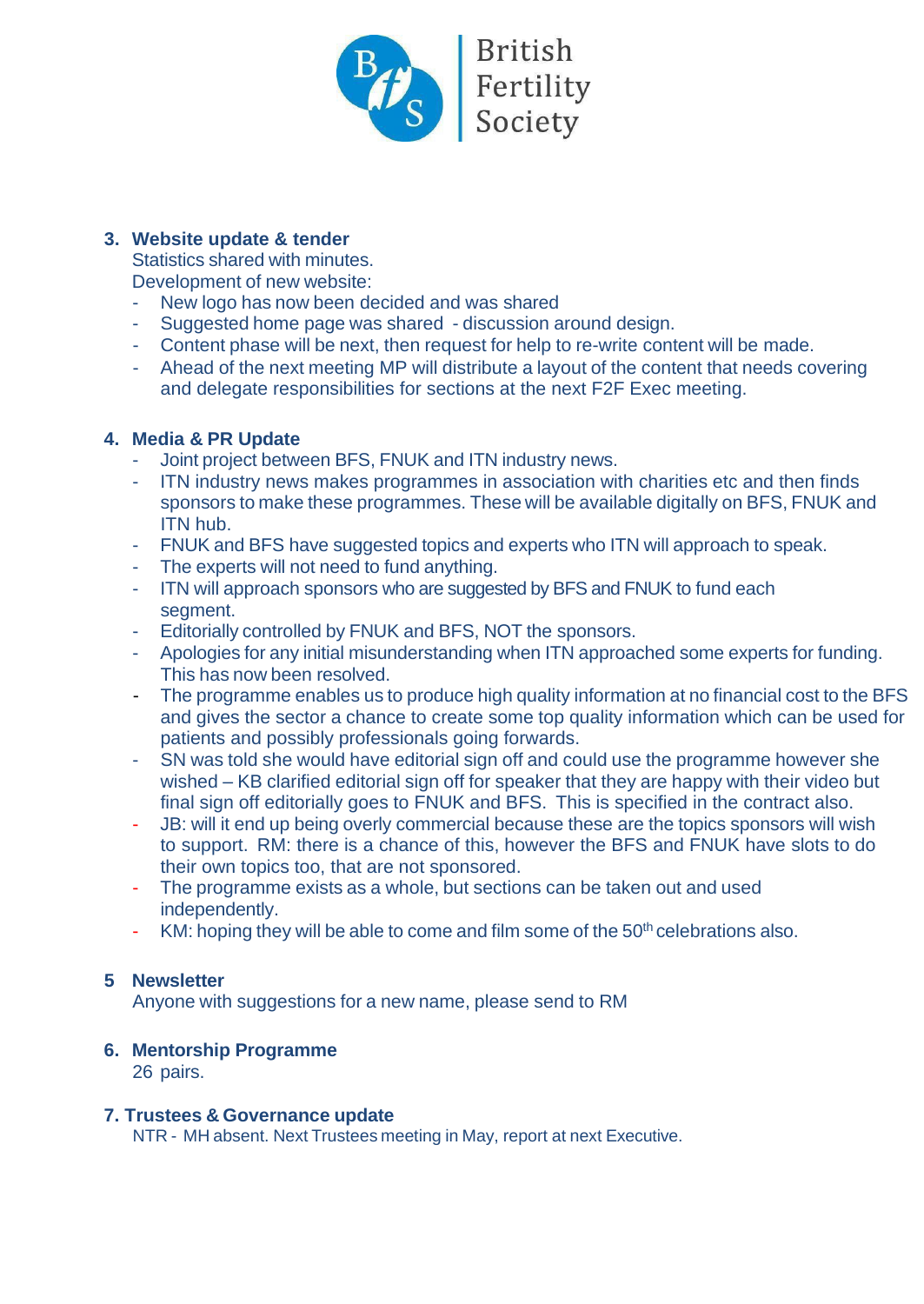**3. Website update & tender**

Statistics shared with minutes.

Development of new website:

- New logo has now been decided and was shared
- Suggested home page was shared - discussion around design.
- Content phase will be next, then request for help to re-write content will be made.
- Ahead of the next meeting MP will distribute a layout of the content that needs covering and delegate responsibilities for sections at the next F2F Exec meeting.

**4. Media & PR Update**

- Joint project between BFS, FNUK and ITN industry news.
- ITN industry news makes programmes in association with charities etc and then finds sponsors to make these programmes. These will be available digitally on BFS, FNUK and ITN hub.
- FNUK and BFS have suggested topics and experts who ITN will approach to speak.
- The experts will not need to fund anything.
- ITN will approach sponsors who are suggested by BFS and FNUK to fund each segment.
- Editorially controlled by FNUK and BFS, NOT the sponsors.
- Apologies for any initial misunderstanding when ITN approached some experts for funding. This has now been resolved.
- The programme enables us to produce high quality information at no financial cost to the BFS and gives the sector a chance to create some top quality information which can be used for patients and possibly professionals going forwards.
- SN was told she would have editorial sign off and could use the programme however she wished – KB clarified editorial sign off for speaker that they are happy with their video but final sign off editorially goes to FNUK and BFS. This is specified in the contract also.
- JB: will it end up being overly commercial because these are the topics sponsors will wish to support. RM: there is a chance of this, however the BFS and FNUK have slots to do their own topics too, that are not sponsored.
- The programme exists as a whole, but sections can be taken out and used independently.
- KM: hoping they will be able to come and film some of the 50th celebrations also.

**5 Newsletter**

Anyone with suggestions for a new name, please send to RM

**6. Mentorship Programme**

26 pairs.

**7. Trustees & Governance update**

NTR - MH absent. Next Trustees meeting in May, report at next Executive.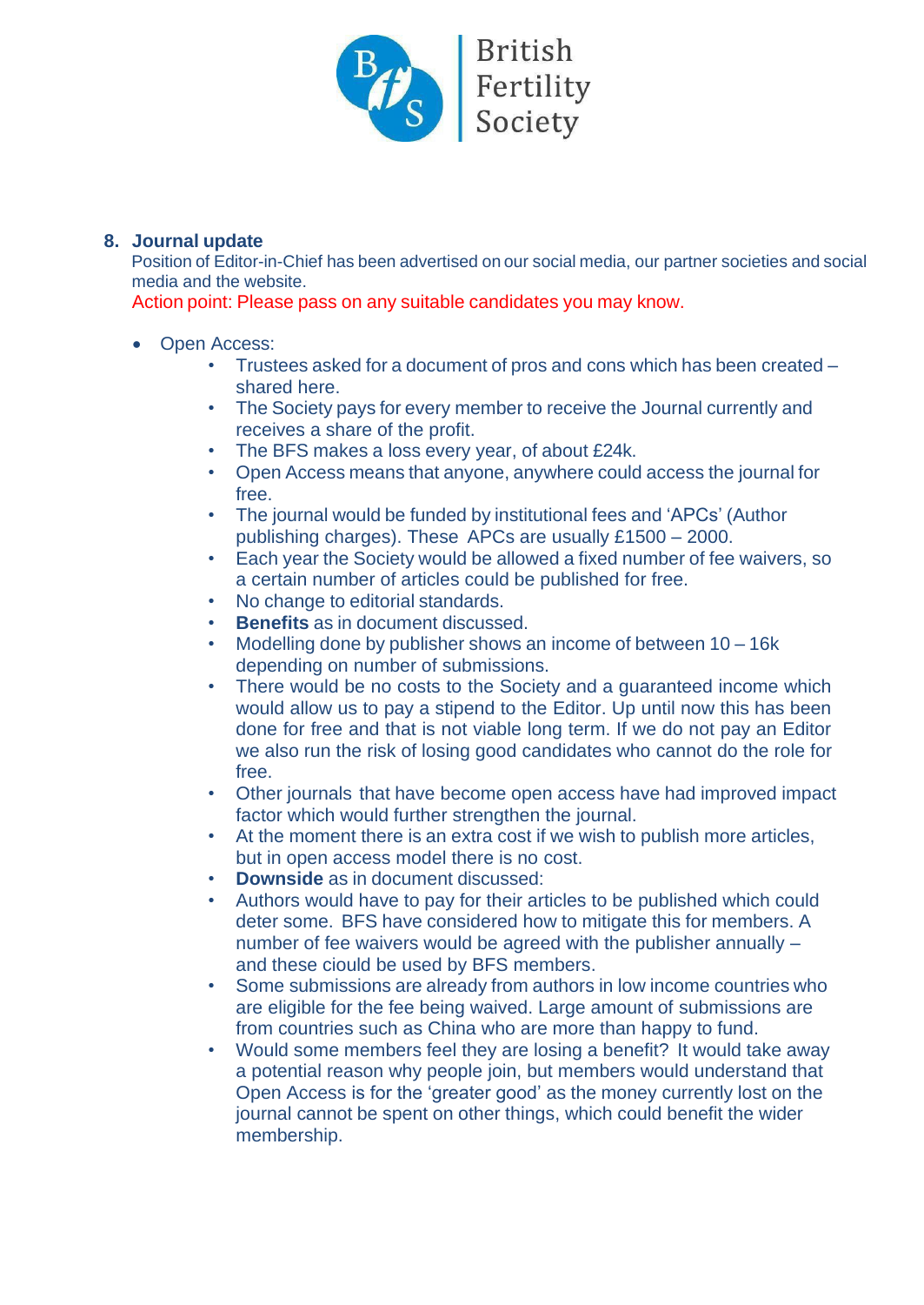## 8. Journal update

Position of Editor-in-Chief has been advertised on our social media, our partner societies and social media and the website.

Action point: Please pass on any suitable candidates you may know.

- Open Access:
    - Trustees asked for a document of pros and cons which has been created – shared here.
    - The Society pays for every member to receive the Journal currently and receives a share of the profit.
    - The BFS makes a loss every year, of about £24k.
    - Open Access means that anyone, anywhere could access the journal for free.
    - The journal would be funded by institutional fees and 'APCs' (Author publishing charges). These APCs are usually £1500 – 2000.
    - Each year the Society would be allowed a fixed number of fee waivers, so a certain number of articles could be published for free.
    - No change to editorial standards.
    - **Benefits** as in document discussed.
    - Modelling done by publisher shows an income of between 10 – 16k depending on number of submissions.
    - There would be no costs to the Society and a guaranteed income which would allow us to pay a stipend to the Editor. Up until now this has been done for free and that is not viable long term. If we do not pay an Editor we also run the risk of losing good candidates who cannot do the role for free.
    - Other journals that have become open access have had improved impact factor which would further strengthen the journal.
    - At the moment there is an extra cost if we wish to publish more articles, but in open access model there is no cost.
    - **Downside** as in document discussed:
    - Authors would have to pay for their articles to be published which could deter some. BFS have considered how to mitigate this for members. A number of fee waivers would be agreed with the publisher annually – and these ciould be used by BFS members.
    - Some submissions are already from authors in low income countries who are eligible for the fee being waived. Large amount of submissions are from countries such as China who are more than happy to fund.
    - Would some members feel they are losing a benefit? It would take away a potential reason why people join, but members would understand that Open Access is for the 'greater good' as the money currently lost on the journal cannot be spent on other things, which could benefit the wider membership.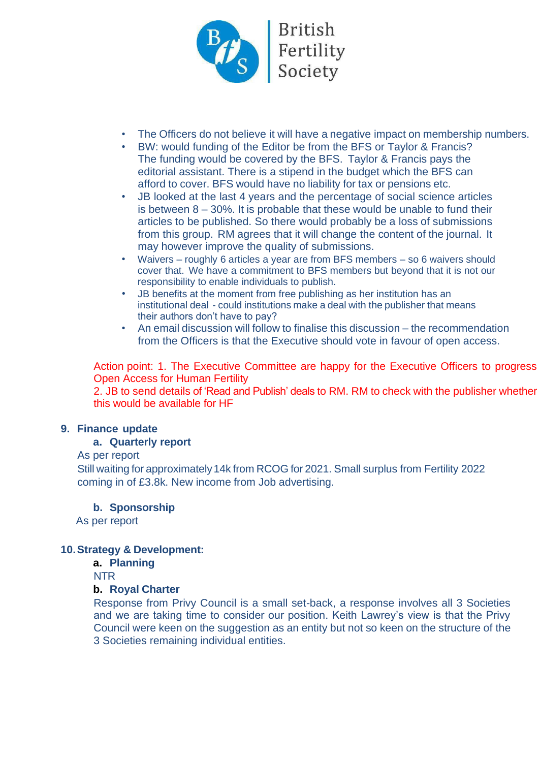- The Officers do not believe it will have a negative impact on membership numbers.
- BW: would funding of the Editor be from the BFS or Taylor & Francis? The funding would be covered by the BFS. Taylor & Francis pays the editorial assistant. There is a stipend in the budget which the BFS can afford to cover. BFS would have no liability for tax or pensions etc.
- JB looked at the last 4 years and the percentage of social science articles is between 8 – 30%. It is probable that these would be unable to fund their articles to be published. So there would probably be a loss of submissions from this group. RM agrees that it will change the content of the journal. It may however improve the quality of submissions.
- Waivers – roughly 6 articles a year are from BFS members – so 6 waivers should cover that. We have a commitment to BFS members but beyond that it is not our responsibility to enable individuals to publish.
- JB benefits at the moment from free publishing as her institution has an institutional deal - could institutions make a deal with the publisher that means their authors don't have to pay?
- An email discussion will follow to finalise this discussion – the recommendation from the Officers is that the Executive should vote in favour of open access.

Action point: 1. The Executive Committee are happy for the Executive Officers to progress Open Access for Human Fertility
2. JB to send details of 'Read and Publish' deals to RM. RM to check with the publisher whether this would be available for HF

## 9. Finance update

### a. Quarterly report

As per report
Still waiting for approximately 14k from RCOG for 2021. Small surplus from Fertility 2022 coming in of £3.8k. New income from Job advertising.

### b. Sponsorship

As per report

## 10. Strategy & Development:

### a. Planning

NTR

### b. Royal Charter

Response from Privy Council is a small set-back, a response involves all 3 Societies and we are taking time to consider our position. Keith Lawrey's view is that the Privy Council were keen on the suggestion as an entity but not so keen on the structure of the 3 Societies remaining individual entities.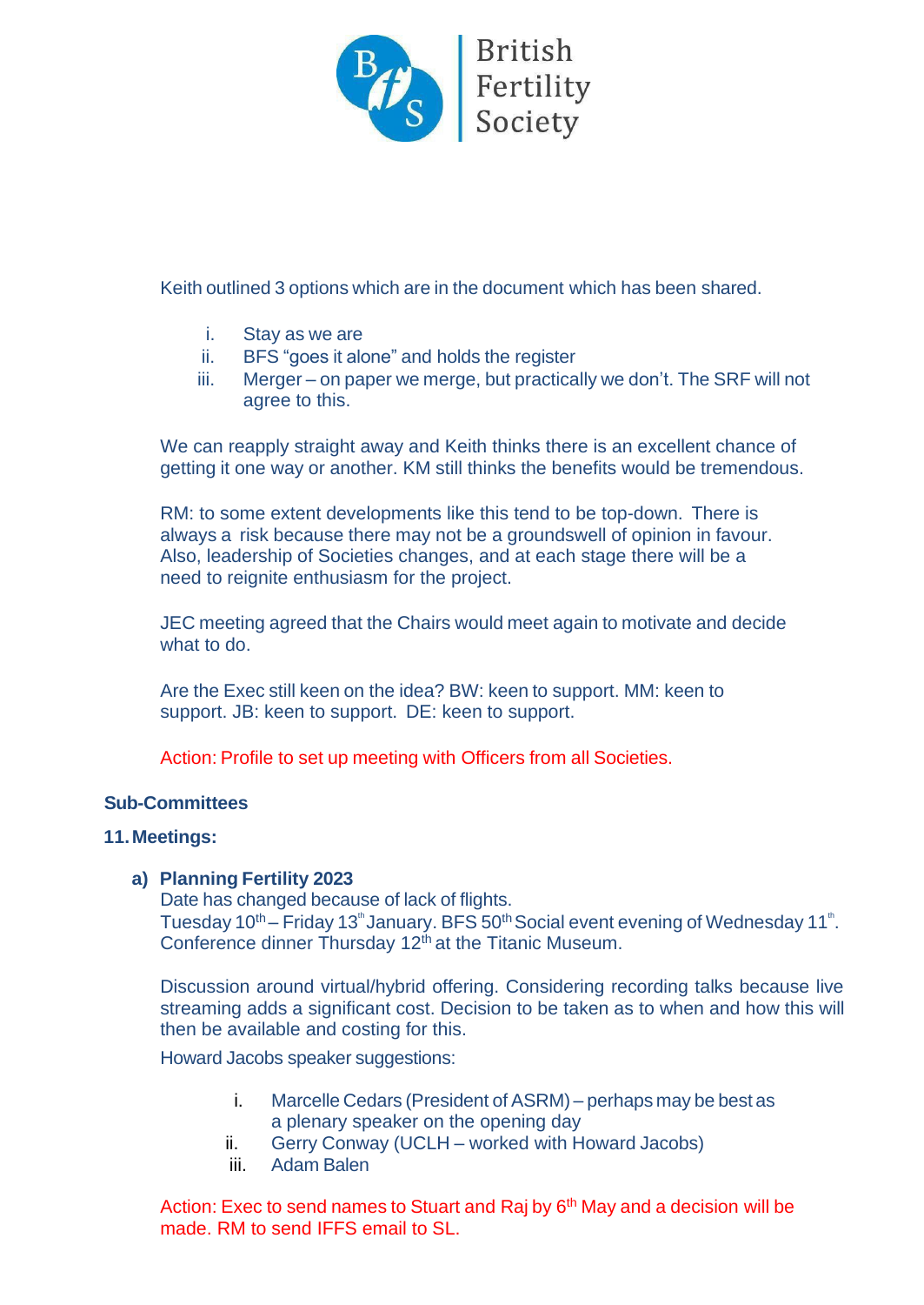Keith outlined 3 options which are in the document which has been shared.

i. Stay as we are
ii. BFS "goes it alone" and holds the register
iii. Merger – on paper we merge, but practically we don't. The SRF will not agree to this.

We can reapply straight away and Keith thinks there is an excellent chance of getting it one way or another. KM still thinks the benefits would be tremendous.

RM: to some extent developments like this tend to be top-down. There is always a risk because there may not be a groundswell of opinion in favour. Also, leadership of Societies changes, and at each stage there will be a need to reignite enthusiasm for the project.

JEC meeting agreed that the Chairs would meet again to motivate and decide what to do.

Are the Exec still keen on the idea? BW: keen to support. MM: keen to support. JB: keen to support. DE: keen to support.

Action: Profile to set up meeting with Officers from all Societies.

**Sub-Committees**

**11. Meetings:**

**a) Planning Fertility 2023**

Date has changed because of lack of flights.
Tuesday 10th – Friday 13th January. BFS 50th Social event evening of Wednesday 11th. Conference dinner Thursday 12th at the Titanic Museum.

Discussion around virtual/hybrid offering. Considering recording talks because live streaming adds a significant cost. Decision to be taken as to when and how this will then be available and costing for this.

Howard Jacobs speaker suggestions:

i. Marcelle Cedars (President of ASRM) – perhaps may be best as a plenary speaker on the opening day
ii. Gerry Conway (UCLH – worked with Howard Jacobs)
iii. Adam Balen

Action: Exec to send names to Stuart and Raj by 6th May and a decision will be made. RM to send IFFS email to SL.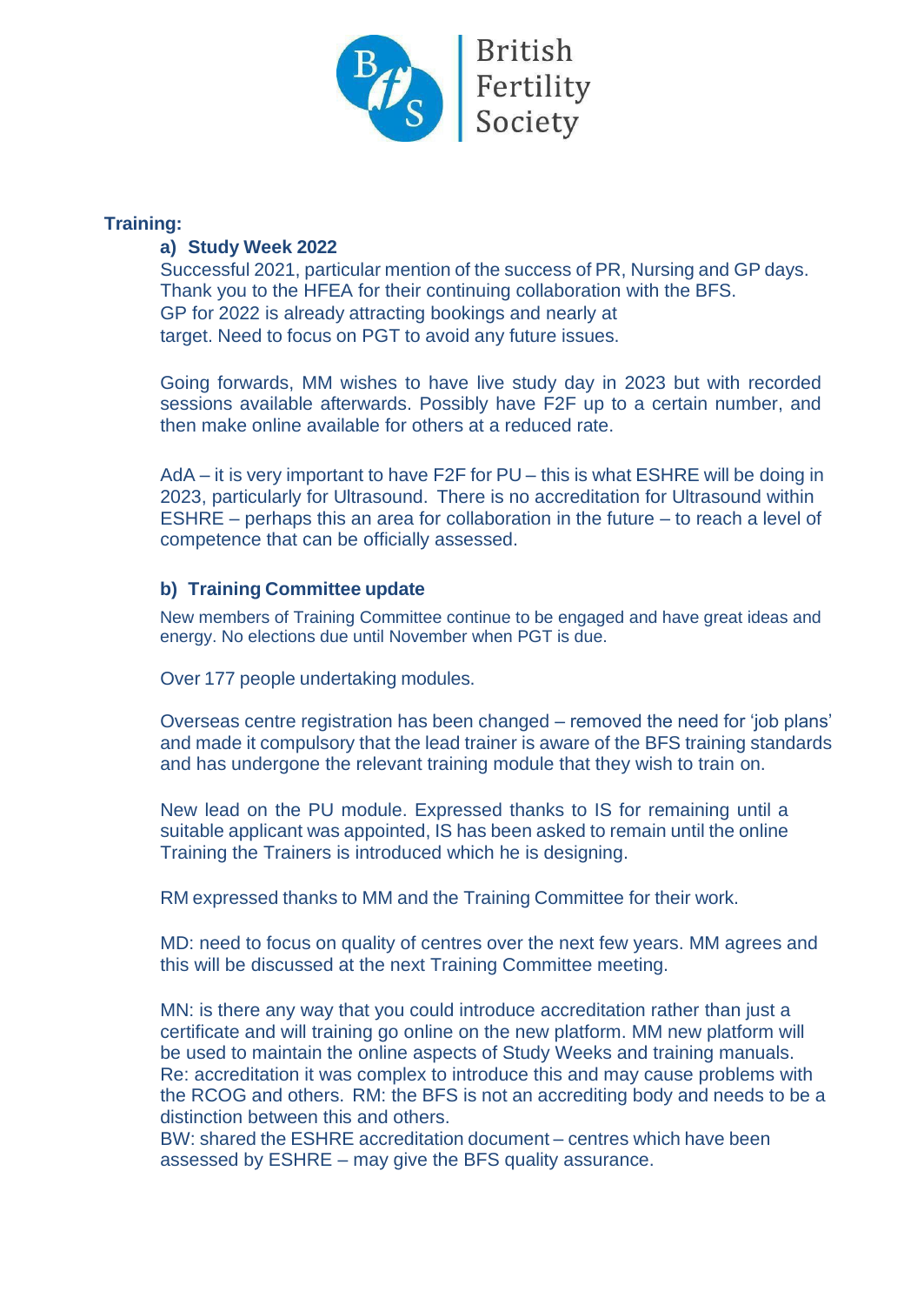**Training:**

**a) Study Week 2022**

Successful 2021, particular mention of the success of PR, Nursing and GP days. Thank you to the HFEA for their continuing collaboration with the BFS. GP for 2022 is already attracting bookings and nearly at target. Need to focus on PGT to avoid any future issues.

Going forwards, MM wishes to have live study day in 2023 but with recorded sessions available afterwards. Possibly have F2F up to a certain number, and then make online available for others at a reduced rate.

AdA – it is very important to have F2F for PU – this is what ESHRE will be doing in 2023, particularly for Ultrasound. There is no accreditation for Ultrasound within ESHRE – perhaps this an area for collaboration in the future – to reach a level of competence that can be officially assessed.

**b) Training Committee update**

New members of Training Committee continue to be engaged and have great ideas and energy. No elections due until November when PGT is due.

Over 177 people undertaking modules.

Overseas centre registration has been changed – removed the need for 'job plans' and made it compulsory that the lead trainer is aware of the BFS training standards and has undergone the relevant training module that they wish to train on.

New lead on the PU module. Expressed thanks to IS for remaining until a suitable applicant was appointed, IS has been asked to remain until the online Training the Trainers is introduced which he is designing.

RM expressed thanks to MM and the Training Committee for their work.

MD: need to focus on quality of centres over the next few years. MM agrees and this will be discussed at the next Training Committee meeting.

MN: is there any way that you could introduce accreditation rather than just a certificate and will training go online on the new platform. MM new platform will be used to maintain the online aspects of Study Weeks and training manuals. Re: accreditation it was complex to introduce this and may cause problems with the RCOG and others. RM: the BFS is not an accrediting body and needs to be a distinction between this and others.
BW: shared the ESHRE accreditation document – centres which have been assessed by ESHRE – may give the BFS quality assurance.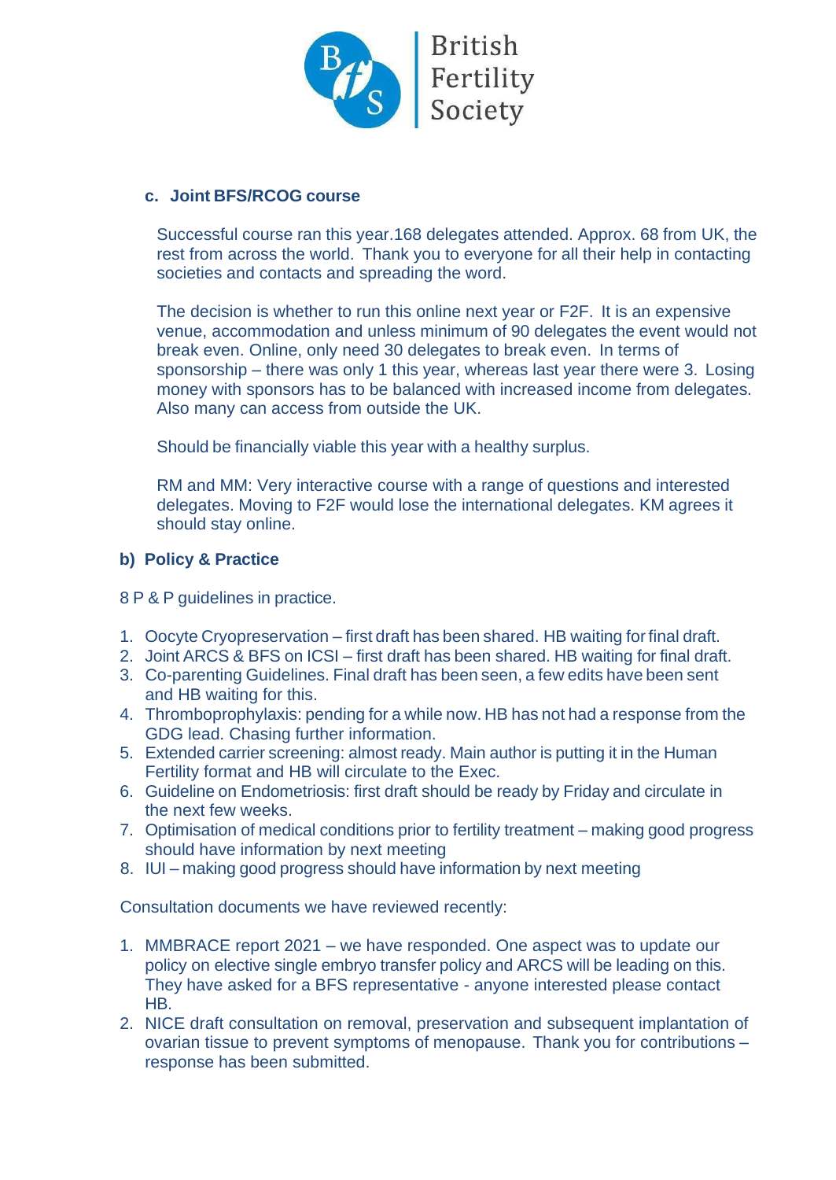### c. Joint BFS/RCOG course

Successful course ran this year.168 delegates attended. Approx. 68 from UK, the rest from across the world. Thank you to everyone for all their help in contacting societies and contacts and spreading the word.

The decision is whether to run this online next year or F2F. It is an expensive venue, accommodation and unless minimum of 90 delegates the event would not break even. Online, only need 30 delegates to break even. In terms of sponsorship – there was only 1 this year, whereas last year there were 3. Losing money with sponsors has to be balanced with increased income from delegates. Also many can access from outside the UK.

Should be financially viable this year with a healthy surplus.

RM and MM: Very interactive course with a range of questions and interested delegates. Moving to F2F would lose the international delegates. KM agrees it should stay online.

### b) Policy & Practice

8 P & P guidelines in practice.

1. Oocyte Cryopreservation – first draft has been shared. HB waiting for final draft.
2. Joint ARCS & BFS on ICSI – first draft has been shared. HB waiting for final draft.
3. Co-parenting Guidelines. Final draft has been seen, a few edits have been sent and HB waiting for this.
4. Thromboprophylaxis: pending for a while now. HB has not had a response from the GDG lead. Chasing further information.
5. Extended carrier screening: almost ready. Main author is putting it in the Human Fertility format and HB will circulate to the Exec.
6. Guideline on Endometriosis: first draft should be ready by Friday and circulate in the next few weeks.
7. Optimisation of medical conditions prior to fertility treatment – making good progress should have information by next meeting
8. IUI – making good progress should have information by next meeting

Consultation documents we have reviewed recently:

1. MMBRACE report 2021 – we have responded. One aspect was to update our policy on elective single embryo transfer policy and ARCS will be leading on this. They have asked for a BFS representative - anyone interested please contact HB.
2. NICE draft consultation on removal, preservation and subsequent implantation of ovarian tissue to prevent symptoms of menopause. Thank you for contributions – response has been submitted.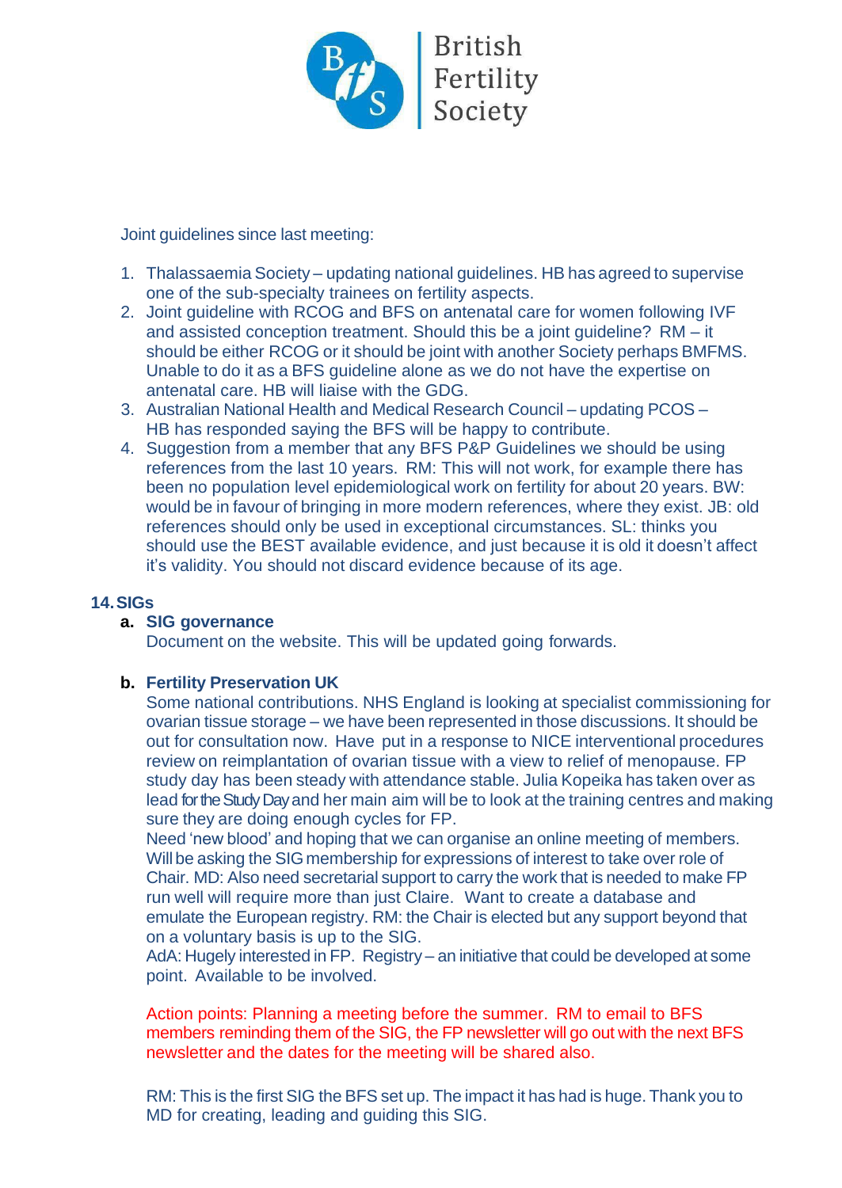Joint guidelines since last meeting:

1. Thalassaemia Society – updating national guidelines. HB has agreed to supervise one of the sub-specialty trainees on fertility aspects.
2. Joint guideline with RCOG and BFS on antenatal care for women following IVF and assisted conception treatment. Should this be a joint guideline? RM – it should be either RCOG or it should be joint with another Society perhaps BMFMS. Unable to do it as a BFS guideline alone as we do not have the expertise on antenatal care. HB will liaise with the GDG.
3. Australian National Health and Medical Research Council – updating PCOS – HB has responded saying the BFS will be happy to contribute.
4. Suggestion from a member that any BFS P&P Guidelines we should be using references from the last 10 years. RM: This will not work, for example there has been no population level epidemiological work on fertility for about 20 years. BW: would be in favour of bringing in more modern references, where they exist. JB: old references should only be used in exceptional circumstances. SL: thinks you should use the BEST available evidence, and just because it is old it doesn't affect it's validity. You should not discard evidence because of its age.

## 14. SIGs

### a. SIG governance

Document on the website. This will be updated going forwards.

### b. Fertility Preservation UK

Some national contributions. NHS England is looking at specialist commissioning for ovarian tissue storage – we have been represented in those discussions. It should be out for consultation now. Have put in a response to NICE interventional procedures review on reimplantation of ovarian tissue with a view to relief of menopause. FP study day has been steady with attendance stable. Julia Kopeika has taken over as lead for the Study Day and her main aim will be to look at the training centres and making sure they are doing enough cycles for FP.

Need 'new blood' and hoping that we can organise an online meeting of members. Will be asking the SIG membership for expressions of interest to take over role of Chair. MD: Also need secretarial support to carry the work that is needed to make FP run well will require more than just Claire. Want to create a database and emulate the European registry. RM: the Chair is elected but any support beyond that on a voluntary basis is up to the SIG.

AdA: Hugely interested in FP. Registry – an initiative that could be developed at some point. Available to be involved.

Action points: Planning a meeting before the summer. RM to email to BFS members reminding them of the SIG, the FP newsletter will go out with the next BFS newsletter and the dates for the meeting will be shared also.

RM: This is the first SIG the BFS set up. The impact it has had is huge. Thank you to MD for creating, leading and guiding this SIG.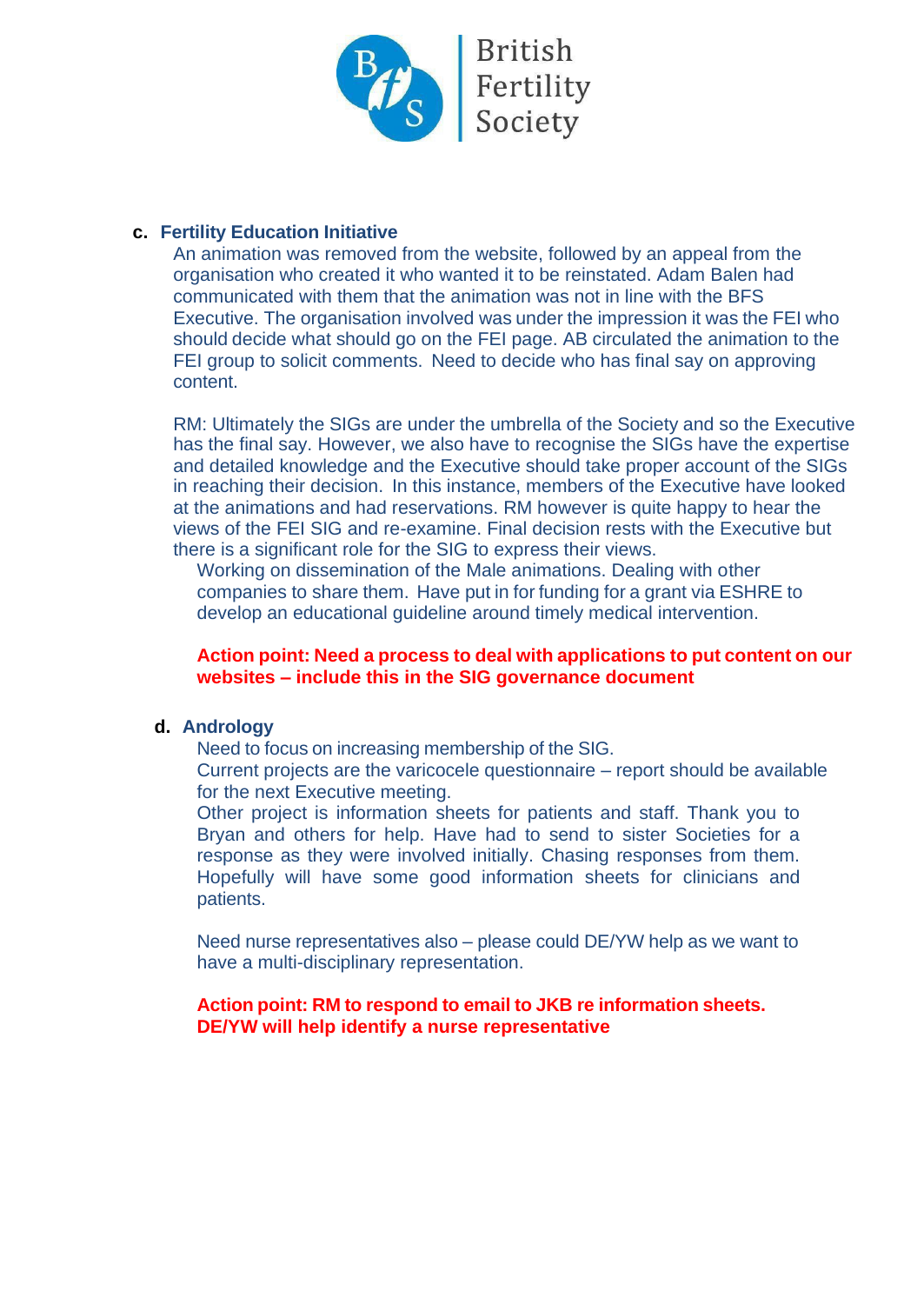**c. Fertility Education Initiative**

An animation was removed from the website, followed by an appeal from the organisation who created it who wanted it to be reinstated. Adam Balen had communicated with them that the animation was not in line with the BFS Executive. The organisation involved was under the impression it was the FEI who should decide what should go on the FEI page. AB circulated the animation to the FEI group to solicit comments. Need to decide who has final say on approving content.

RM: Ultimately the SIGs are under the umbrella of the Society and so the Executive has the final say. However, we also have to recognise the SIGs have the expertise and detailed knowledge and the Executive should take proper account of the SIGs in reaching their decision. In this instance, members of the Executive have looked at the animations and had reservations. RM however is quite happy to hear the views of the FEI SIG and re-examine. Final decision rests with the Executive but there is a significant role for the SIG to express their views.

Working on dissemination of the Male animations. Dealing with other companies to share them. Have put in for funding for a grant via ESHRE to develop an educational guideline around timely medical intervention.

**Action point: Need a process to deal with applications to put content on our websites – include this in the SIG governance document**

**d. Andrology**

Need to focus on increasing membership of the SIG.

Current projects are the varicocele questionnaire – report should be available for the next Executive meeting.

Other project is information sheets for patients and staff. Thank you to Bryan and others for help. Have had to send to sister Societies for a response as they were involved initially. Chasing responses from them. Hopefully will have some good information sheets for clinicians and patients.

Need nurse representatives also – please could DE/YW help as we want to have a multi-disciplinary representation.

**Action point: RM to respond to email to JKB re information sheets. DE/YW will help identify a nurse representative**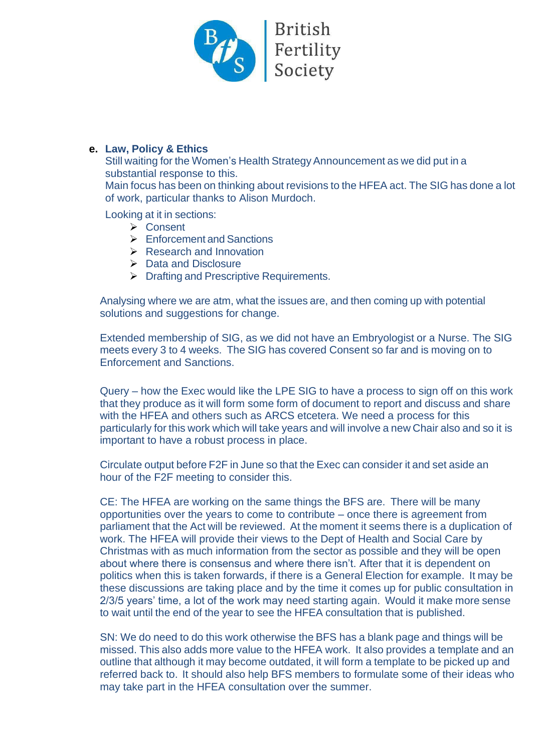**e. Law, Policy & Ethics**

Still waiting for the Women's Health Strategy Announcement as we did put in a substantial response to this.

Main focus has been on thinking about revisions to the HFEA act. The SIG has done a lot of work, particular thanks to Alison Murdoch.

Looking at it in sections:

- Consent
- Enforcement and Sanctions
- Research and Innovation
- Data and Disclosure
- Drafting and Prescriptive Requirements.

Analysing where we are atm, what the issues are, and then coming up with potential solutions and suggestions for change.

Extended membership of SIG, as we did not have an Embryologist or a Nurse. The SIG meets every 3 to 4 weeks. The SIG has covered Consent so far and is moving on to Enforcement and Sanctions.

Query – how the Exec would like the LPE SIG to have a process to sign off on this work that they produce as it will form some form of document to report and discuss and share with the HFEA and others such as ARCS etcetera. We need a process for this particularly for this work which will take years and will involve a new Chair also and so it is important to have a robust process in place.

Circulate output before F2F in June so that the Exec can consider it and set aside an hour of the F2F meeting to consider this.

CE: The HFEA are working on the same things the BFS are. There will be many opportunities over the years to come to contribute – once there is agreement from parliament that the Act will be reviewed. At the moment it seems there is a duplication of work. The HFEA will provide their views to the Dept of Health and Social Care by Christmas with as much information from the sector as possible and they will be open about where there is consensus and where there isn't. After that it is dependent on politics when this is taken forwards, if there is a General Election for example. It may be these discussions are taking place and by the time it comes up for public consultation in 2/3/5 years' time, a lot of the work may need starting again. Would it make more sense to wait until the end of the year to see the HFEA consultation that is published.

SN: We do need to do this work otherwise the BFS has a blank page and things will be missed. This also adds more value to the HFEA work. It also provides a template and an outline that although it may become outdated, it will form a template to be picked up and referred back to. It should also help BFS members to formulate some of their ideas who may take part in the HFEA consultation over the summer.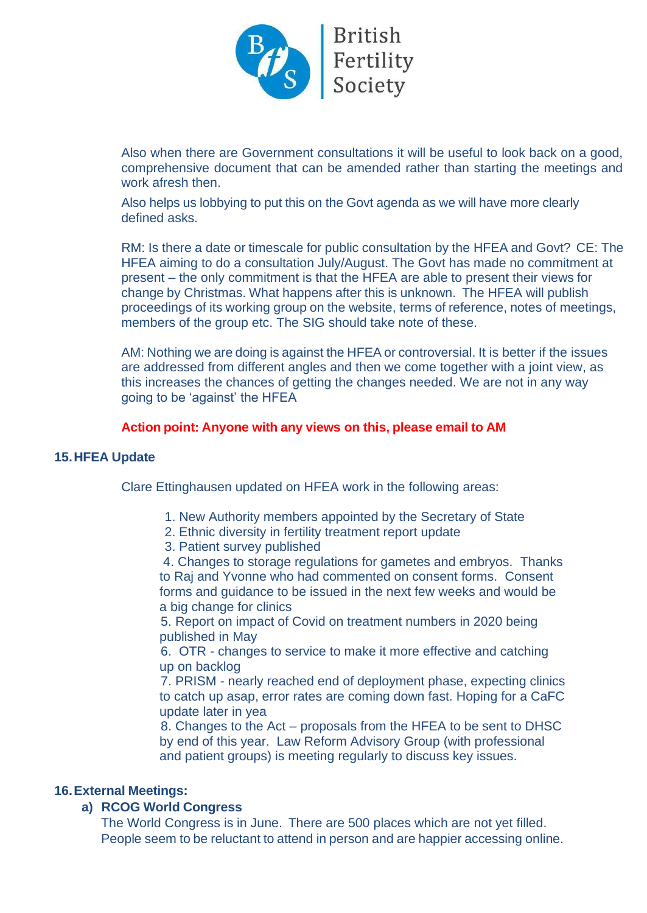Also when there are Government consultations it will be useful to look back on a good, comprehensive document that can be amended rather than starting the meetings and work afresh then.

Also helps us lobbying to put this on the Govt agenda as we will have more clearly defined asks.

RM: Is there a date or timescale for public consultation by the HFEA and Govt? CE: The HFEA aiming to do a consultation July/August. The Govt has made no commitment at present – the only commitment is that the HFEA are able to present their views for change by Christmas. What happens after this is unknown. The HFEA will publish proceedings of its working group on the website, terms of reference, notes of meetings, members of the group etc. The SIG should take note of these.

AM: Nothing we are doing is against the HFEA or controversial. It is better if the issues are addressed from different angles and then we come together with a joint view, as this increases the chances of getting the changes needed. We are not in any way going to be 'against' the HFEA

**Action point: Anyone with any views on this, please email to AM**

## 15. HFEA Update

Clare Ettinghausen updated on HFEA work in the following areas:

1. New Authority members appointed by the Secretary of State
2. Ethnic diversity in fertility treatment report update
3. Patient survey published
4. Changes to storage regulations for gametes and embryos. Thanks to Raj and Yvonne who had commented on consent forms. Consent forms and guidance to be issued in the next few weeks and would be a big change for clinics
5. Report on impact of Covid on treatment numbers in 2020 being published in May
6. OTR - changes to service to make it more effective and catching up on backlog
7. PRISM - nearly reached end of deployment phase, expecting clinics to catch up asap, error rates are coming down fast. Hoping for a CaFC update later in yea
8. Changes to the Act – proposals from the HFEA to be sent to DHSC by end of this year. Law Reform Advisory Group (with professional and patient groups) is meeting regularly to discuss key issues.

## 16. External Meetings:

### a) RCOG World Congress

The World Congress is in June. There are 500 places which are not yet filled. People seem to be reluctant to attend in person and are happier accessing online.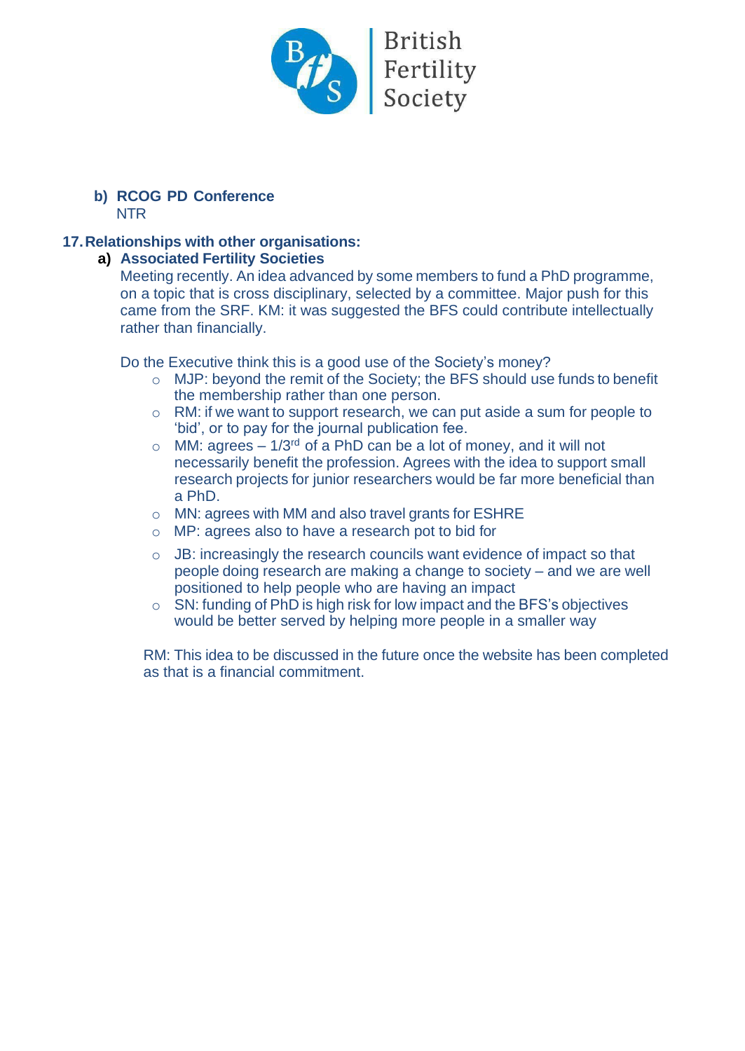b) **RCOG PD Conference**
NTR

## 17. Relationships with other organisations:

a) **Associated Fertility Societies**

Meeting recently. An idea advanced by some members to fund a PhD programme, on a topic that is cross disciplinary, selected by a committee. Major push for this came from the SRF. KM: it was suggested the BFS could contribute intellectually rather than financially.

Do the Executive think this is a good use of the Society's money?

- MJP: beyond the remit of the Society; the BFS should use funds to benefit the membership rather than one person.
- RM: if we want to support research, we can put aside a sum for people to 'bid', or to pay for the journal publication fee.
- MM: agrees – 1/3rd of a PhD can be a lot of money, and it will not necessarily benefit the profession. Agrees with the idea to support small research projects for junior researchers would be far more beneficial than a PhD.
- MN: agrees with MM and also travel grants for ESHRE
- MP: agrees also to have a research pot to bid for
- JB: increasingly the research councils want evidence of impact so that people doing research are making a change to society – and we are well positioned to help people who are having an impact
- SN: funding of PhD is high risk for low impact and the BFS's objectives would be better served by helping more people in a smaller way

RM: This idea to be discussed in the future once the website has been completed as that is a financial commitment.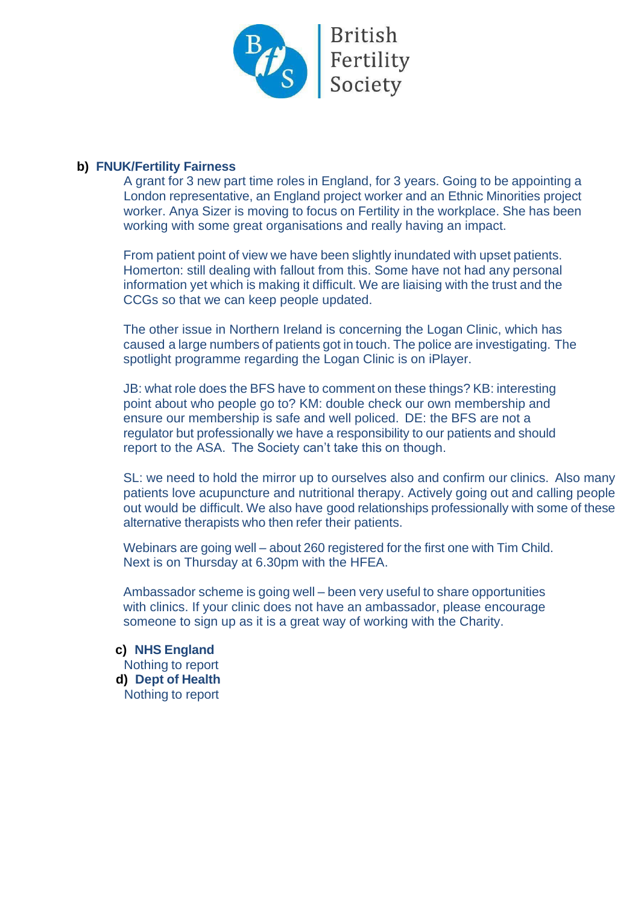**b) FNUK/Fertility Fairness**

A grant for 3 new part time roles in England, for 3 years. Going to be appointing a London representative, an England project worker and an Ethnic Minorities project worker. Anya Sizer is moving to focus on Fertility in the workplace. She has been working with some great organisations and really having an impact.

From patient point of view we have been slightly inundated with upset patients. Homerton: still dealing with fallout from this. Some have not had any personal information yet which is making it difficult. We are liaising with the trust and the CCGs so that we can keep people updated.

The other issue in Northern Ireland is concerning the Logan Clinic, which has caused a large numbers of patients got in touch. The police are investigating. The spotlight programme regarding the Logan Clinic is on iPlayer.

JB: what role does the BFS have to comment on these things? KB: interesting point about who people go to? KM: double check our own membership and ensure our membership is safe and well policed. DE: the BFS are not a regulator but professionally we have a responsibility to our patients and should report to the ASA. The Society can't take this on though.

SL: we need to hold the mirror up to ourselves also and confirm our clinics. Also many patients love acupuncture and nutritional therapy. Actively going out and calling people out would be difficult. We also have good relationships professionally with some of these alternative therapists who then refer their patients.

Webinars are going well – about 260 registered for the first one with Tim Child. Next is on Thursday at 6.30pm with the HFEA.

Ambassador scheme is going well – been very useful to share opportunities with clinics. If your clinic does not have an ambassador, please encourage someone to sign up as it is a great way of working with the Charity.

**c) NHS England**

Nothing to report

**d) Dept of Health**

Nothing to report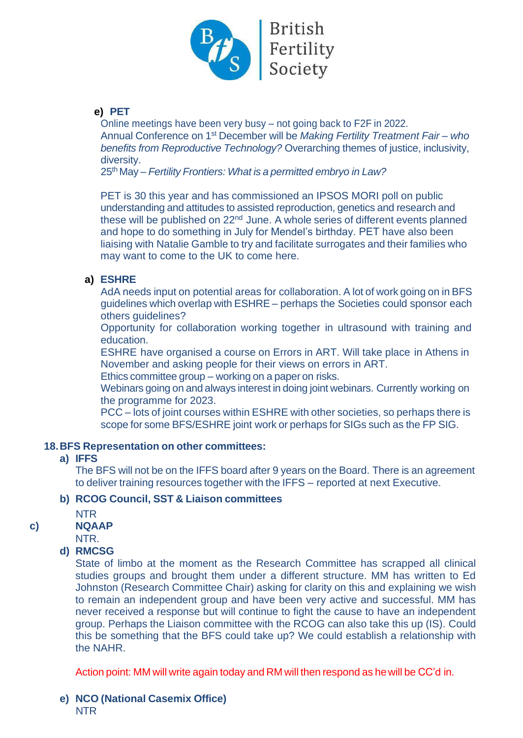**e) PET**

Online meetings have been very busy – not going back to F2F in 2022.
Annual Conference on 1st December will be *Making Fertility Treatment Fair – who benefits from Reproductive Technology?* Overarching themes of justice, inclusivity, diversity.
25th May – *Fertility Frontiers: What is a permitted embryo in Law?*

PET is 30 this year and has commissioned an IPSOS MORI poll on public understanding and attitudes to assisted reproduction, genetics and research and these will be published on 22nd June. A whole series of different events planned and hope to do something in July for Mendel's birthday. PET have also been liaising with Natalie Gamble to try and facilitate surrogates and their families who may want to come to the UK to come here.

**a) ESHRE**

AdA needs input on potential areas for collaboration. A lot of work going on in BFS guidelines which overlap with ESHRE – perhaps the Societies could sponsor each others guidelines?
Opportunity for collaboration working together in ultrasound with training and education.
ESHRE have organised a course on Errors in ART. Will take place in Athens in November and asking people for their views on errors in ART.
Ethics committee group – working on a paper on risks.
Webinars going on and always interest in doing joint webinars. Currently working on the programme for 2023.
PCC – lots of joint courses within ESHRE with other societies, so perhaps there is scope for some BFS/ESHRE joint work or perhaps for SIGs such as the FP SIG.

**18. BFS Representation on other committees:**

**a) IFFS**

The BFS will not be on the IFFS board after 9 years on the Board. There is an agreement to deliver training resources together with the IFFS – reported at next Executive.

**b) RCOG Council, SST & Liaison committees**

NTR

**c) NQAAP**

NTR.

**d) RMCSG**

State of limbo at the moment as the Research Committee has scrapped all clinical studies groups and brought them under a different structure. MM has written to Ed Johnston (Research Committee Chair) asking for clarity on this and explaining we wish to remain an independent group and have been very active and successful. MM has never received a response but will continue to fight the cause to have an independent group. Perhaps the Liaison committee with the RCOG can also take this up (IS). Could this be something that the BFS could take up? We could establish a relationship with the NAHR.

Action point: MM will write again today and RM will then respond as he will be CC'd in.

**e) NCO (National Casemix Office)**

NTR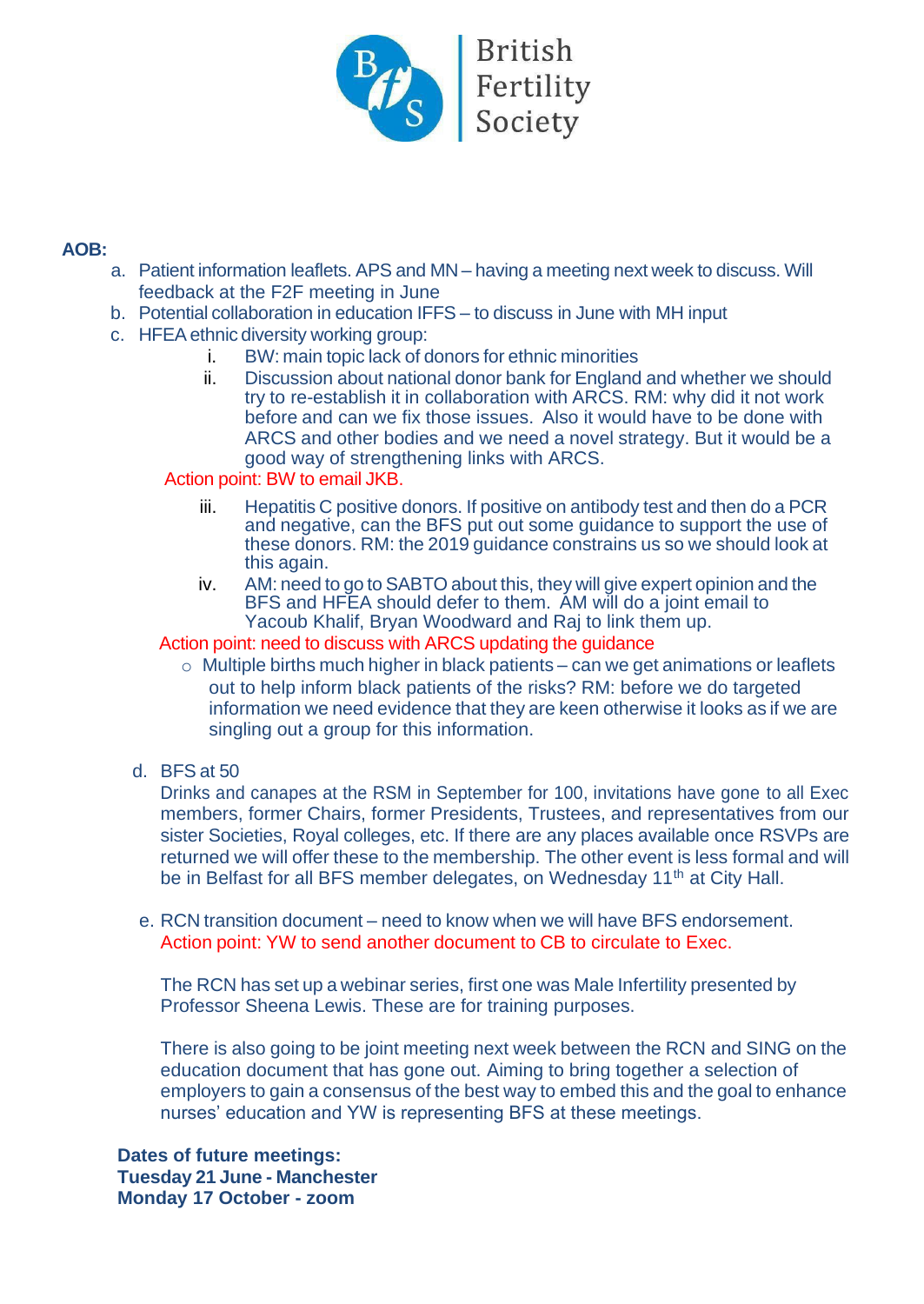**AOB:**

a. Patient information leaflets. APS and MN – having a meeting next week to discuss. Will feedback at the F2F meeting in June
b. Potential collaboration in education IFFS – to discuss in June with MH input
c. HFEA ethnic diversity working group:
   i. BW: main topic lack of donors for ethnic minorities
   ii. Discussion about national donor bank for England and whether we should try to re-establish it in collaboration with ARCS. RM: why did it not work before and can we fix those issues. Also it would have to be done with ARCS and other bodies and we need a novel strategy. But it would be a good way of strengthening links with ARCS.

   Action point: BW to email JKB.

   iii. Hepatitis C positive donors. If positive on antibody test and then do a PCR and negative, can the BFS put out some guidance to support the use of these donors. RM: the 2019 guidance constrains us so we should look at this again.
   iv. AM: need to go to SABTO about this, they will give expert opinion and the BFS and HFEA should defer to them. AM will do a joint email to Yacoub Khalif, Bryan Woodward and Raj to link them up.

   Action point: need to discuss with ARCS updating the guidance

   - Multiple births much higher in black patients – can we get animations or leaflets out to help inform black patients of the risks? RM: before we do targeted information we need evidence that they are keen otherwise it looks as if we are singling out a group for this information.

d. BFS at 50

   Drinks and canapes at the RSM in September for 100, invitations have gone to all Exec members, former Chairs, former Presidents, Trustees, and representatives from our sister Societies, Royal colleges, etc. If there are any places available once RSVPs are returned we will offer these to the membership. The other event is less formal and will be in Belfast for all BFS member delegates, on Wednesday 11th at City Hall.

e. RCN transition document – need to know when we will have BFS endorsement.

   Action point: YW to send another document to CB to circulate to Exec.

   The RCN has set up a webinar series, first one was Male Infertility presented by Professor Sheena Lewis. These are for training purposes.

   There is also going to be joint meeting next week between the RCN and SING on the education document that has gone out. Aiming to bring together a selection of employers to gain a consensus of the best way to embed this and the goal to enhance nurses' education and YW is representing BFS at these meetings.

**Dates of future meetings:**
**Tuesday 21 June - Manchester**
**Monday 17 October - zoom**